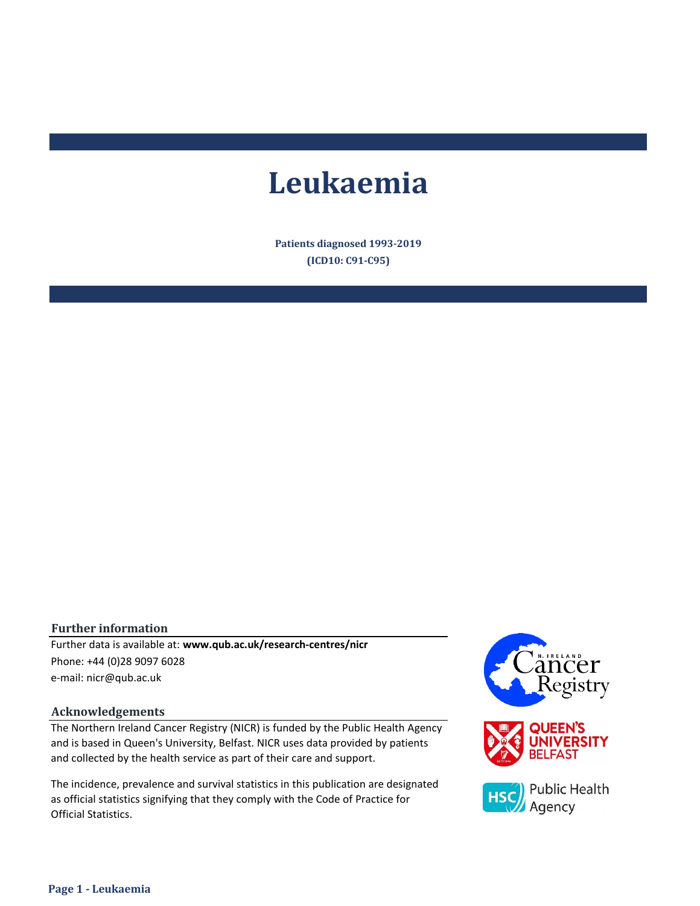# Leukaemia

**Patients diagnosed 1993-2019**
**(ICD10: C91-C95)**

## Further information

Further data is available at: **www.qub.ac.uk/research-centres/nicr**
Phone: +44 (0)28 9097 6028
e-mail: nicr@qub.ac.uk

## Acknowledgements

The Northern Ireland Cancer Registry (NICR) is funded by the Public Health Agency and is based in Queen's University, Belfast. NICR uses data provided by patients and collected by the health service as part of their care and support.

The incidence, prevalence and survival statistics in this publication are designated as official statistics signifying that they comply with the Code of Practice for Official Statistics.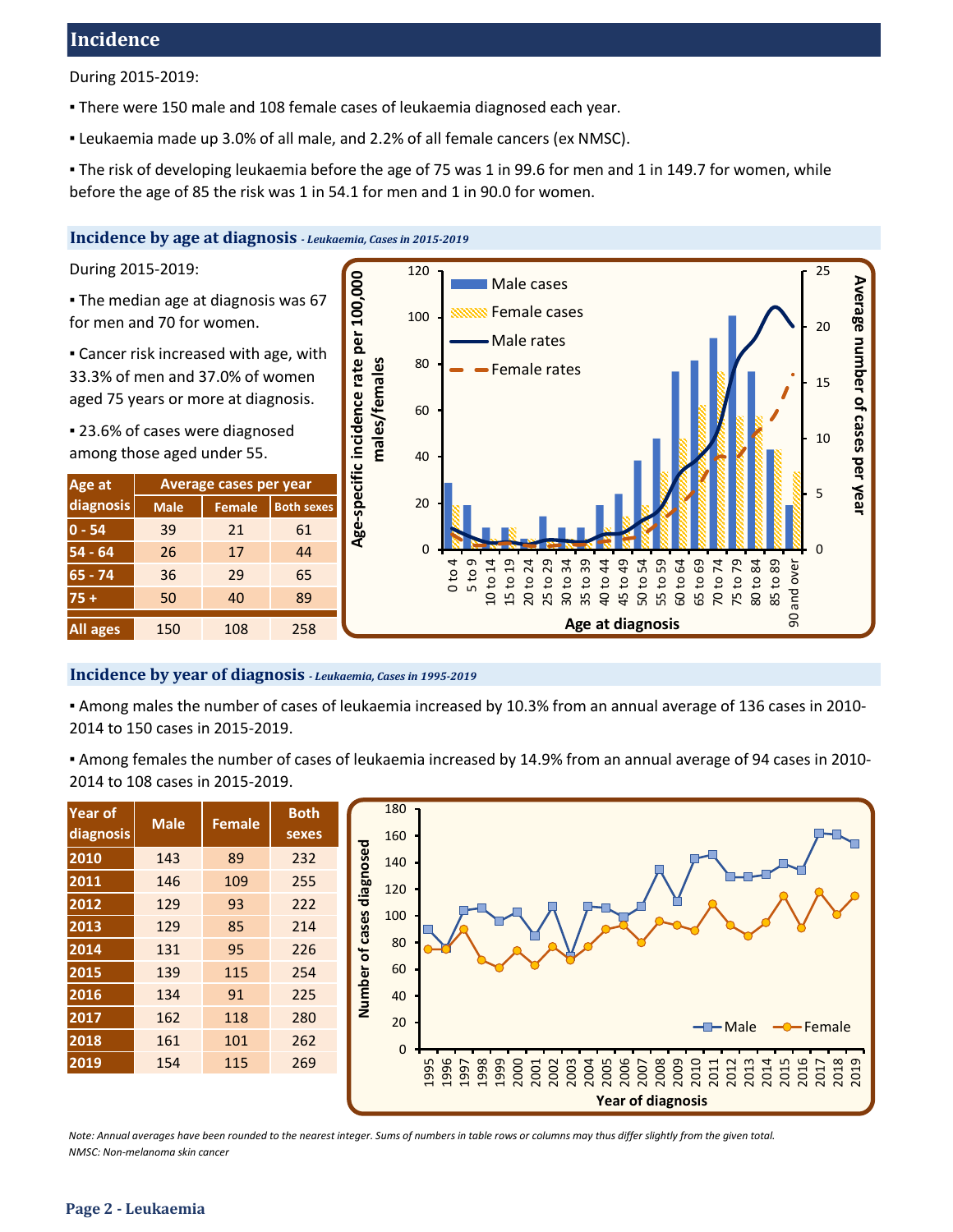## Incidence

During 2015-2019:

- There were 150 male and 108 female cases of leukaemia diagnosed each year.
- Leukaemia made up 3.0% of all male, and 2.2% of all female cancers (ex NMSC).
- The risk of developing leukaemia before the age of 75 was 1 in 99.6 for men and 1 in 149.7 for women, while before the age of 85 the risk was 1 in 54.1 for men and 1 in 90.0 for women.

### Incidence by age at diagnosis *- Leukaemia, Cases in 2015-2019*

During 2015-2019:

- The median age at diagnosis was 67 for men and 70 for women.
- Cancer risk increased with age, with 33.3% of men and 37.0% of women aged 75 years or more at diagnosis.
- 23.6% of cases were diagnosed among those aged under 55.

| Age at diagnosis | Average cases per year | | |
|---|---|---|---|
| | Male | Female | Both sexes |
| 0 - 54 | 39 | 21 | 61 |
| 54 - 64 | 26 | 17 | 44 |
| 65 - 74 | 36 | 29 | 65 |
| 75 + | 50 | 40 | 89 |
| All ages | 150 | 108 | 258 |

### Incidence by year of diagnosis *- Leukaemia, Cases in 1995-2019*

- Among males the number of cases of leukaemia increased by 10.3% from an annual average of 136 cases in 2010-2014 to 150 cases in 2015-2019.
- Among females the number of cases of leukaemia increased by 14.9% from an annual average of 94 cases in 2010-2014 to 108 cases in 2015-2019.

| Year of diagnosis | Male | Female | Both sexes |
|---|---|---|---|
| 2010 | 143 | 89 | 232 |
| 2011 | 146 | 109 | 255 |
| 2012 | 129 | 93 | 222 |
| 2013 | 129 | 85 | 214 |
| 2014 | 131 | 95 | 226 |
| 2015 | 139 | 115 | 254 |
| 2016 | 134 | 91 | 225 |
| 2017 | 162 | 118 | 280 |
| 2018 | 161 | 101 | 262 |
| 2019 | 154 | 115 | 269 |

*Note: Annual averages have been rounded to the nearest integer. Sums of numbers in table rows or columns may thus differ slightly from the given total.*
*NMSC: Non-melanoma skin cancer*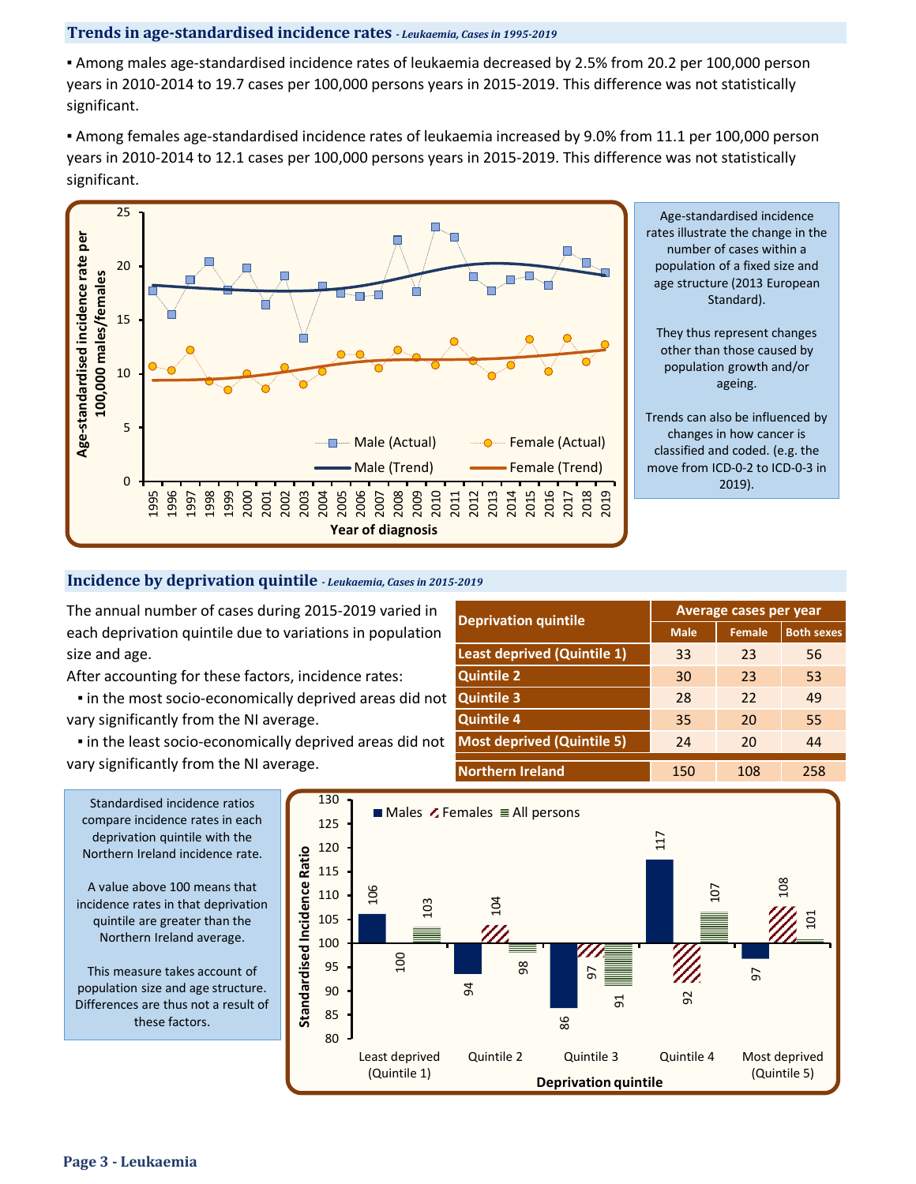## Trends in age-standardised incidence rates *- Leukaemia, Cases in 1995-2019*

- Among males age-standardised incidence rates of leukaemia decreased by 2.5% from 20.2 per 100,000 person years in 2010-2014 to 19.7 cases per 100,000 persons years in 2015-2019. This difference was not statistically significant.

- Among females age-standardised incidence rates of leukaemia increased by 9.0% from 11.1 per 100,000 person years in 2010-2014 to 12.1 cases per 100,000 persons years in 2015-2019. This difference was not statistically significant.

Age-standardised incidence rates illustrate the change in the number of cases within a population of a fixed size and age structure (2013 European Standard).

They thus represent changes other than those caused by population growth and/or ageing.

Trends can also be influenced by changes in how cancer is classified and coded. (e.g. the move from ICD-0-2 to ICD-0-3 in 2019).

## Incidence by deprivation quintile *- Leukaemia, Cases in 2015-2019*

The annual number of cases during 2015-2019 varied in each deprivation quintile due to variations in population size and age.

After accounting for these factors, incidence rates:

- in the most socio-economically deprived areas did not vary significantly from the NI average.
- in the least socio-economically deprived areas did not vary significantly from the NI average.

| Deprivation quintile | Average cases per year | | |
|---|---|---|---|
| | Male | Female | Both sexes |
| Least deprived (Quintile 1) | 33 | 23 | 56 |
| Quintile 2 | 30 | 23 | 53 |
| Quintile 3 | 28 | 22 | 49 |
| Quintile 4 | 35 | 20 | 55 |
| Most deprived (Quintile 5) | 24 | 20 | 44 |
| Northern Ireland | 150 | 108 | 258 |

Standardised incidence ratios compare incidence rates in each deprivation quintile with the Northern Ireland incidence rate.

A value above 100 means that incidence rates in that deprivation quintile are greater than the Northern Ireland average.

This measure takes account of population size and age structure. Differences are thus not a result of these factors.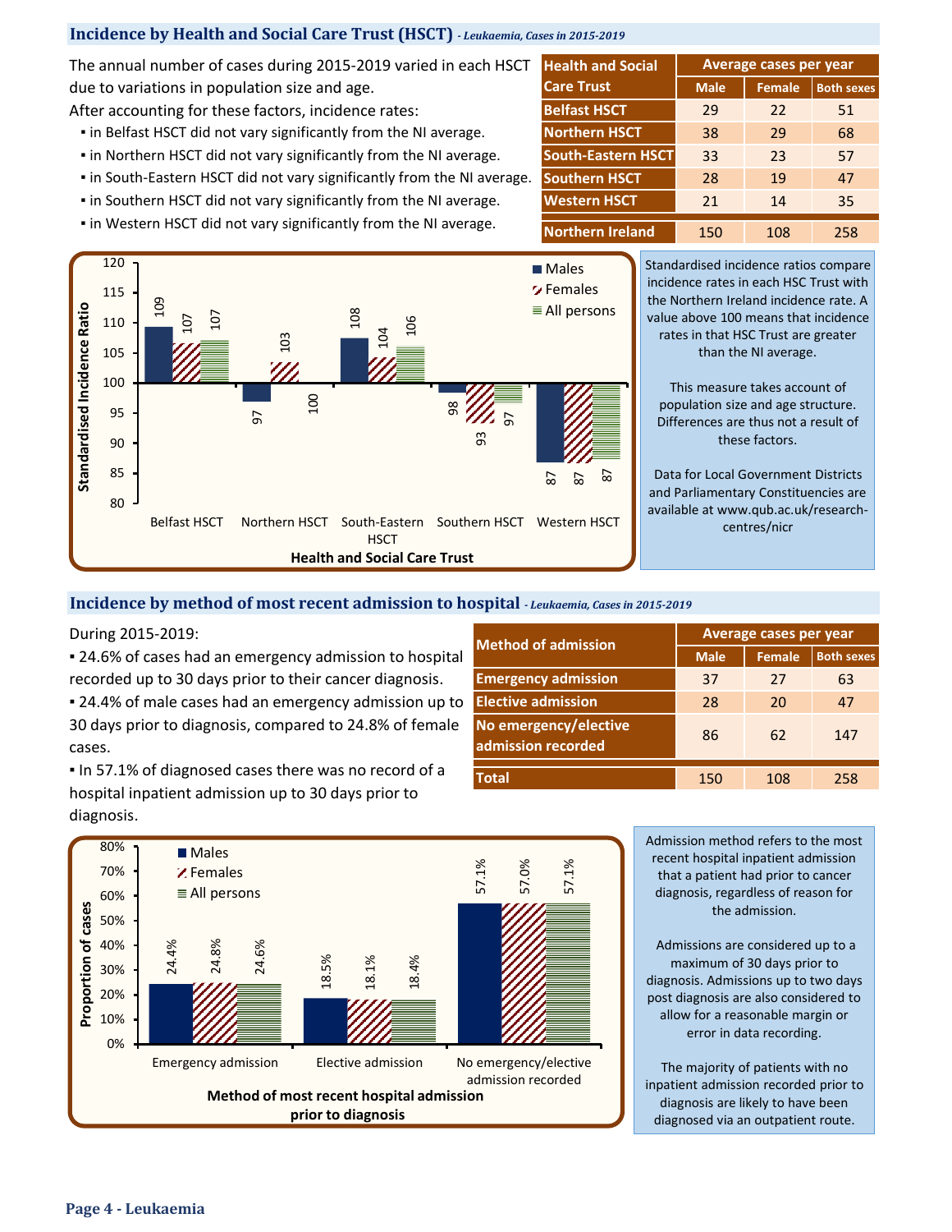## Incidence by Health and Social Care Trust (HSCT) *- Leukaemia, Cases in 2015-2019*

The annual number of cases during 2015-2019 varied in each HSCT due to variations in population size and age.

After accounting for these factors, incidence rates:

- in Belfast HSCT did not vary significantly from the NI average.
- in Northern HSCT did not vary significantly from the NI average.
- in South-Eastern HSCT did not vary significantly from the NI average.
- in Southern HSCT did not vary significantly from the NI average.
- in Western HSCT did not vary significantly from the NI average.

| Health and Social Care Trust | Average cases per year | | |
|---|---|---|---|
| | Male | Female | Both sexes |
| Belfast HSCT | 29 | 22 | 51 |
| Northern HSCT | 38 | 29 | 68 |
| South-Eastern HSCT | 33 | 23 | 57 |
| Southern HSCT | 28 | 19 | 47 |
| Western HSCT | 21 | 14 | 35 |
| Northern Ireland | 150 | 108 | 258 |

Standardised Incidence Ratio by Health and Social Care Trust

| Health and Social Care Trust | Males | Females | All persons |
|---|---|---|---|
| Belfast HSCT | 109 | 107 | 107 |
| Northern HSCT | 97 | 103 | 100 |
| South-Eastern HSCT | 108 | 104 | 106 |
| Southern HSCT | 98 | 93 | 97 |
| Western HSCT | 87 | 87 | 87 |

Standardised incidence ratios compare incidence rates in each HSC Trust with the Northern Ireland incidence rate. A value above 100 means that incidence rates in that HSC Trust are greater than the NI average.

This measure takes account of population size and age structure. Differences are thus not a result of these factors.

Data for Local Government Districts and Parliamentary Constituencies are available at www.qub.ac.uk/research-centres/nicr

## Incidence by method of most recent admission to hospital *- Leukaemia, Cases in 2015-2019*

During 2015-2019:

- 24.6% of cases had an emergency admission to hospital recorded up to 30 days prior to their cancer diagnosis.
- 24.4% of male cases had an emergency admission up to 30 days prior to diagnosis, compared to 24.8% of female cases.
- In 57.1% of diagnosed cases there was no record of a hospital inpatient admission up to 30 days prior to diagnosis.

| Method of admission | Average cases per year | | |
|---|---|---|---|
| | Male | Female | Both sexes |
| Emergency admission | 37 | 27 | 63 |
| Elective admission | 28 | 20 | 47 |
| No emergency/elective admission recorded | 86 | 62 | 147 |
| Total | 150 | 108 | 258 |

Proportion of cases by method of most recent hospital admission prior to diagnosis

| Method of most recent hospital admission prior to diagnosis | Males | Females | All persons |
|---|---|---|---|
| Emergency admission | 24.4% | 24.8% | 24.6% |
| Elective admission | 18.5% | 18.1% | 18.4% |
| No emergency/elective admission recorded | 57.1% | 57.0% | 57.1% |

Admission method refers to the most recent hospital inpatient admission that a patient had prior to cancer diagnosis, regardless of reason for the admission.

Admissions are considered up to a maximum of 30 days prior to diagnosis. Admissions up to two days post diagnosis are also considered to allow for a reasonable margin or error in data recording.

The majority of patients with no inpatient admission recorded prior to diagnosis are likely to have been diagnosed via an outpatient route.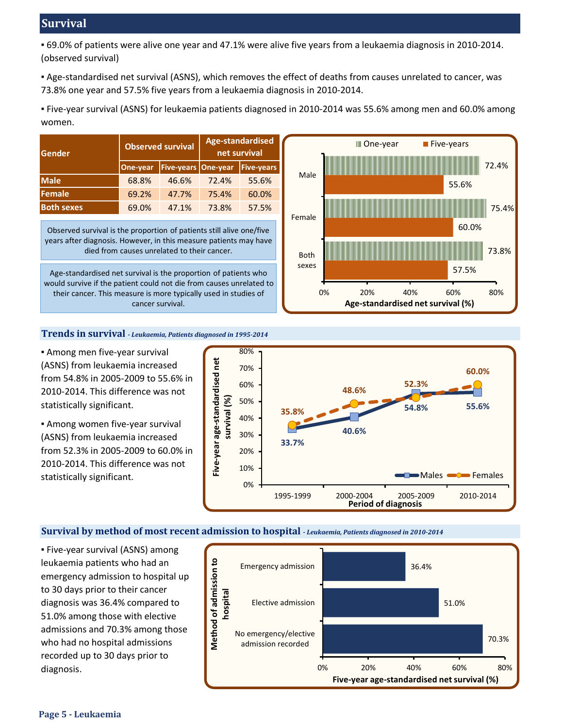## Survival

- 69.0% of patients were alive one year and 47.1% were alive five years from a leukaemia diagnosis in 2010-2014. (observed survival)
- Age-standardised net survival (ASNS), which removes the effect of deaths from causes unrelated to cancer, was 73.8% one year and 57.5% five years from a leukaemia diagnosis in 2010-2014.
- Five-year survival (ASNS) for leukaemia patients diagnosed in 2010-2014 was 55.6% among men and 60.0% among women.

| Gender | Observed survival | | Age-standardised net survival | |
|---|---|---|---|---|
| | One-year | Five-years | One-year | Five-years |
| **Male** | 68.8% | 46.6% | 72.4% | 55.6% |
| **Female** | 69.2% | 47.7% | 75.4% | 60.0% |
| **Both sexes** | 69.0% | 47.1% | 73.8% | 57.5% |

Observed survival is the proportion of patients still alive one/five years after diagnosis. However, in this measure patients may have died from causes unrelated to their cancer.

Age-standardised net survival is the proportion of patients who would survive if the patient could not die from causes unrelated to their cancer. This measure is more typically used in studies of cancer survival.

### Trends in survival *- Leukaemia, Patients diagnosed in 1995-2014*

- Among men five-year survival (ASNS) from leukaemia increased from 54.8% in 2005-2009 to 55.6% in 2010-2014. This difference was not statistically significant.
- Among women five-year survival (ASNS) from leukaemia increased from 52.3% in 2005-2009 to 60.0% in 2010-2014. This difference was not statistically significant.

### Survival by method of most recent admission to hospital *- Leukaemia, Patients diagnosed in 2010-2014*

- Five-year survival (ASNS) among leukaemia patients who had an emergency admission to hospital up to 30 days prior to their cancer diagnosis was 36.4% compared to 51.0% among those with elective admissions and 70.3% among those who had no hospital admissions recorded up to 30 days prior to diagnosis.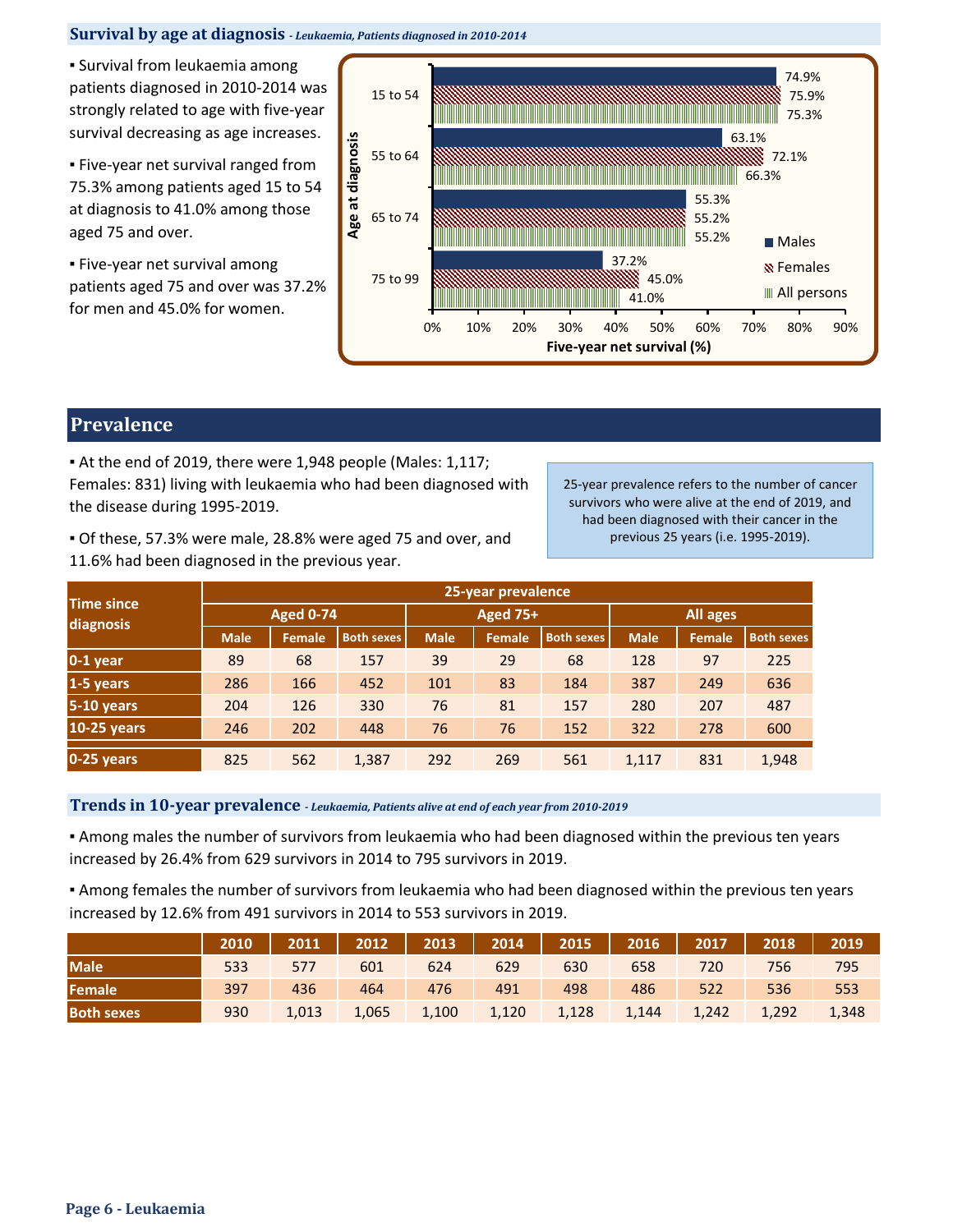### Survival by age at diagnosis *- Leukaemia, Patients diagnosed in 2010-2014*

- Survival from leukaemia among patients diagnosed in 2010-2014 was strongly related to age with five-year survival decreasing as age increases.
- Five-year net survival ranged from 75.3% among patients aged 15 to 54 at diagnosis to 41.0% among those aged 75 and over.
- Five-year net survival among patients aged 75 and over was 37.2% for men and 45.0% for women.

| Age at diagnosis | Males | Females | All persons |
|---|---|---|---|
| 15 to 54 | 74.9% | 75.9% | 75.3% |
| 55 to 64 | 63.1% | 72.1% | 66.3% |
| 65 to 74 | 55.3% | 55.2% | 55.2% |
| 75 to 99 | 37.2% | 45.0% | 41.0% |

## Prevalence

- At the end of 2019, there were 1,948 people (Males: 1,117; Females: 831) living with leukaemia who had been diagnosed with the disease during 1995-2019.
- Of these, 57.3% were male, 28.8% were aged 75 and over, and 11.6% had been diagnosed in the previous year.

25-year prevalence refers to the number of cancer survivors who were alive at the end of 2019, and had been diagnosed with their cancer in the previous 25 years (i.e. 1995-2019).

| Time since diagnosis | 25-year prevalence | | | | | | | | |
|---|---|---|---|---|---|---|---|---|---|
| | Aged 0-74 | | | Aged 75+ | | | All ages | | |
| | Male | Female | Both sexes | Male | Female | Both sexes | Male | Female | Both sexes |
| 0-1 year | 89 | 68 | 157 | 39 | 29 | 68 | 128 | 97 | 225 |
| 1-5 years | 286 | 166 | 452 | 101 | 83 | 184 | 387 | 249 | 636 |
| 5-10 years | 204 | 126 | 330 | 76 | 81 | 157 | 280 | 207 | 487 |
| 10-25 years | 246 | 202 | 448 | 76 | 76 | 152 | 322 | 278 | 600 |
| 0-25 years | 825 | 562 | 1,387 | 292 | 269 | 561 | 1,117 | 831 | 1,948 |

### Trends in 10-year prevalence *- Leukaemia, Patients alive at end of each year from 2010-2019*

- Among males the number of survivors from leukaemia who had been diagnosed within the previous ten years increased by 26.4% from 629 survivors in 2014 to 795 survivors in 2019.
- Among females the number of survivors from leukaemia who had been diagnosed within the previous ten years increased by 12.6% from 491 survivors in 2014 to 553 survivors in 2019.

| | 2010 | 2011 | 2012 | 2013 | 2014 | 2015 | 2016 | 2017 | 2018 | 2019 |
|---|---|---|---|---|---|---|---|---|---|---|
| Male | 533 | 577 | 601 | 624 | 629 | 630 | 658 | 720 | 756 | 795 |
| Female | 397 | 436 | 464 | 476 | 491 | 498 | 486 | 522 | 536 | 553 |
| Both sexes | 930 | 1,013 | 1,065 | 1,100 | 1,120 | 1,128 | 1,144 | 1,242 | 1,292 | 1,348 |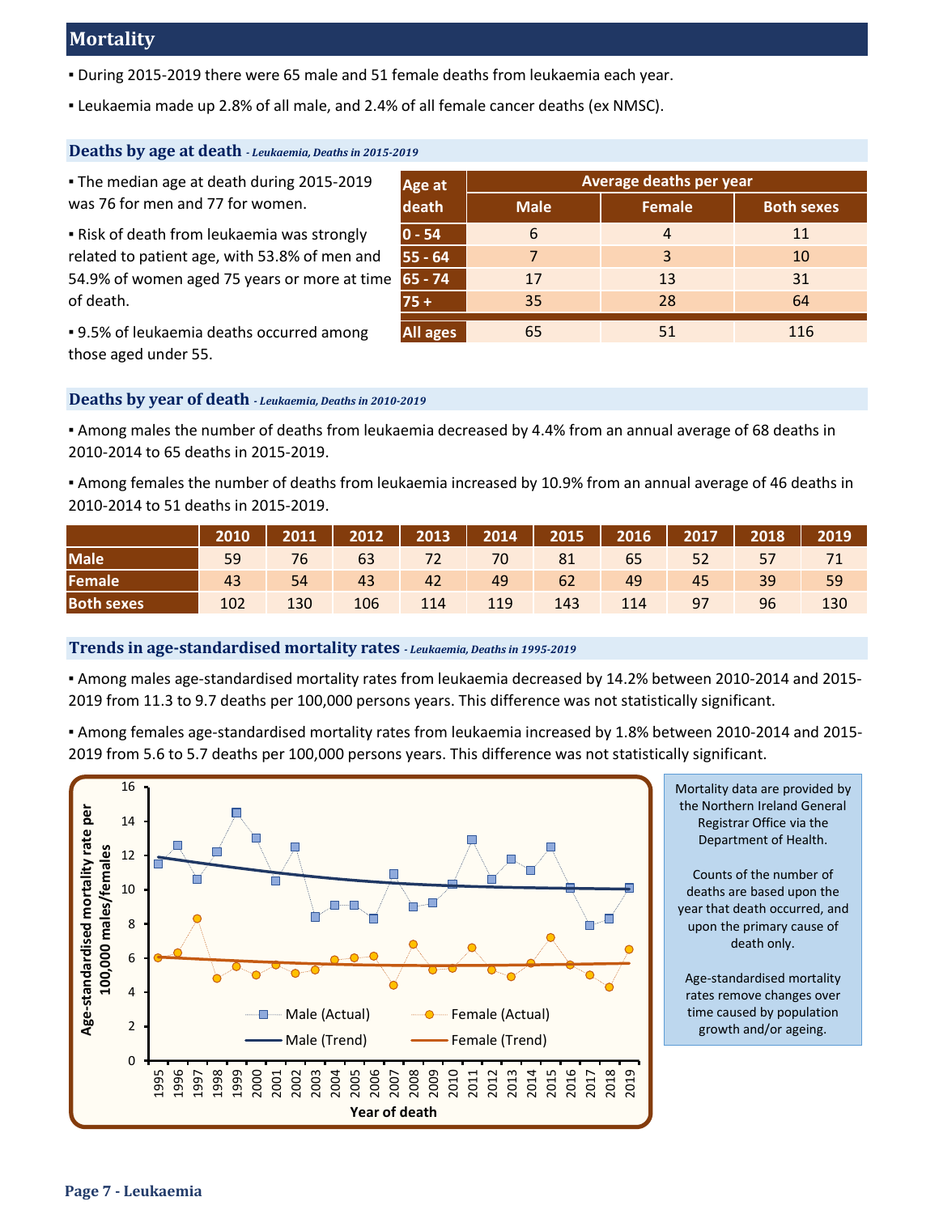## Mortality

- During 2015-2019 there were 65 male and 51 female deaths from leukaemia each year.
- Leukaemia made up 2.8% of all male, and 2.4% of all female cancer deaths (ex NMSC).

### Deaths by age at death *- Leukaemia, Deaths in 2015-2019*

- The median age at death during 2015-2019 was 76 for men and 77 for women.
- Risk of death from leukaemia was strongly related to patient age, with 53.8% of men and 54.9% of women aged 75 years or more at time of death.
- 9.5% of leukaemia deaths occurred among those aged under 55.

| Age at death | Average deaths per year | | |
|---|---|---|---|
| | Male | Female | Both sexes |
| 0 - 54 | 6 | 4 | 11 |
| 55 - 64 | 7 | 3 | 10 |
| 65 - 74 | 17 | 13 | 31 |
| 75 + | 35 | 28 | 64 |
| All ages | 65 | 51 | 116 |

### Deaths by year of death *- Leukaemia, Deaths in 2010-2019*

- Among males the number of deaths from leukaemia decreased by 4.4% from an annual average of 68 deaths in 2010-2014 to 65 deaths in 2015-2019.
- Among females the number of deaths from leukaemia increased by 10.9% from an annual average of 46 deaths in 2010-2014 to 51 deaths in 2015-2019.

| | 2010 | 2011 | 2012 | 2013 | 2014 | 2015 | 2016 | 2017 | 2018 | 2019 |
|---|---|---|---|---|---|---|---|---|---|---|
| Male | 59 | 76 | 63 | 72 | 70 | 81 | 65 | 52 | 57 | 71 |
| Female | 43 | 54 | 43 | 42 | 49 | 62 | 49 | 45 | 39 | 59 |
| Both sexes | 102 | 130 | 106 | 114 | 119 | 143 | 114 | 97 | 96 | 130 |

### Trends in age-standardised mortality rates *- Leukaemia, Deaths in 1995-2019*

- Among males age-standardised mortality rates from leukaemia decreased by 14.2% between 2010-2014 and 2015-2019 from 11.3 to 9.7 deaths per 100,000 persons years. This difference was not statistically significant.
- Among females age-standardised mortality rates from leukaemia increased by 1.8% between 2010-2014 and 2015-2019 from 5.6 to 5.7 deaths per 100,000 persons years. This difference was not statistically significant.

Mortality data are provided by the Northern Ireland General Registrar Office via the Department of Health.

Counts of the number of deaths are based upon the year that death occurred, and upon the primary cause of death only.

Age-standardised mortality rates remove changes over time caused by population growth and/or ageing.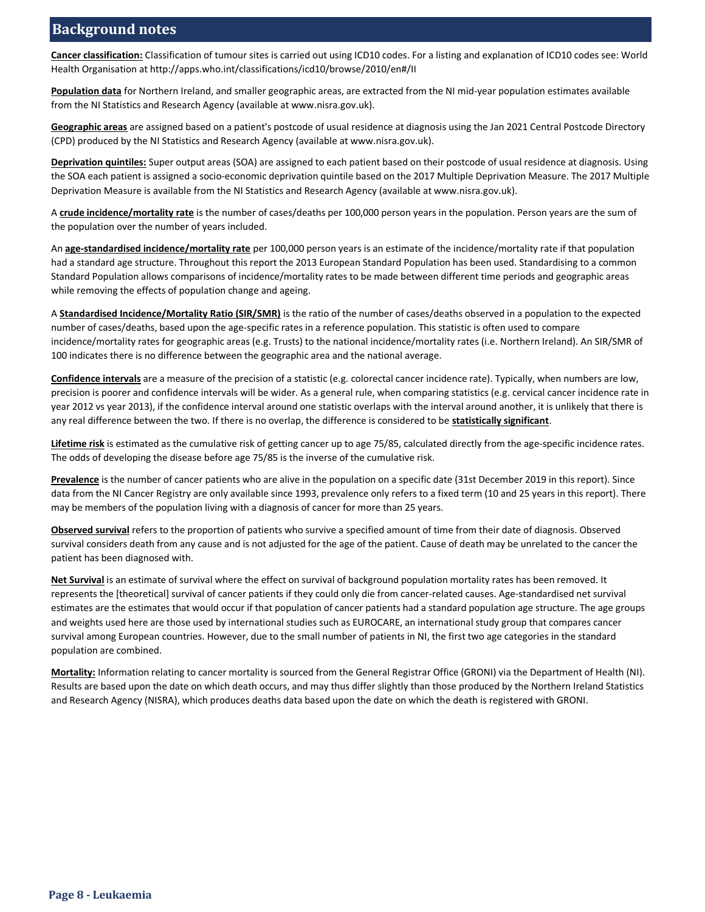## Background notes

**Cancer classification:** Classification of tumour sites is carried out using ICD10 codes. For a listing and explanation of ICD10 codes see: World Health Organisation at http://apps.who.int/classifications/icd10/browse/2010/en#/II

**Population data** for Northern Ireland, and smaller geographic areas, are extracted from the NI mid-year population estimates available from the NI Statistics and Research Agency (available at www.nisra.gov.uk).

**Geographic areas** are assigned based on a patient's postcode of usual residence at diagnosis using the Jan 2021 Central Postcode Directory (CPD) produced by the NI Statistics and Research Agency (available at www.nisra.gov.uk).

**Deprivation quintiles:** Super output areas (SOA) are assigned to each patient based on their postcode of usual residence at diagnosis. Using the SOA each patient is assigned a socio-economic deprivation quintile based on the 2017 Multiple Deprivation Measure. The 2017 Multiple Deprivation Measure is available from the NI Statistics and Research Agency (available at www.nisra.gov.uk).

A **crude incidence/mortality rate** is the number of cases/deaths per 100,000 person years in the population. Person years are the sum of the population over the number of years included.

An **age-standardised incidence/mortality rate** per 100,000 person years is an estimate of the incidence/mortality rate if that population had a standard age structure. Throughout this report the 2013 European Standard Population has been used. Standardising to a common Standard Population allows comparisons of incidence/mortality rates to be made between different time periods and geographic areas while removing the effects of population change and ageing.

A **Standardised Incidence/Mortality Ratio (SIR/SMR)** is the ratio of the number of cases/deaths observed in a population to the expected number of cases/deaths, based upon the age-specific rates in a reference population. This statistic is often used to compare incidence/mortality rates for geographic areas (e.g. Trusts) to the national incidence/mortality rates (i.e. Northern Ireland). An SIR/SMR of 100 indicates there is no difference between the geographic area and the national average.

**Confidence intervals** are a measure of the precision of a statistic (e.g. colorectal cancer incidence rate). Typically, when numbers are low, precision is poorer and confidence intervals will be wider. As a general rule, when comparing statistics (e.g. cervical cancer incidence rate in year 2012 vs year 2013), if the confidence interval around one statistic overlaps with the interval around another, it is unlikely that there is any real difference between the two. If there is no overlap, the difference is considered to be **statistically significant**.

**Lifetime risk** is estimated as the cumulative risk of getting cancer up to age 75/85, calculated directly from the age-specific incidence rates. The odds of developing the disease before age 75/85 is the inverse of the cumulative risk.

**Prevalence** is the number of cancer patients who are alive in the population on a specific date (31st December 2019 in this report). Since data from the NI Cancer Registry are only available since 1993, prevalence only refers to a fixed term (10 and 25 years in this report). There may be members of the population living with a diagnosis of cancer for more than 25 years.

**Observed survival** refers to the proportion of patients who survive a specified amount of time from their date of diagnosis. Observed survival considers death from any cause and is not adjusted for the age of the patient. Cause of death may be unrelated to the cancer the patient has been diagnosed with.

**Net Survival** is an estimate of survival where the effect on survival of background population mortality rates has been removed. It represents the [theoretical] survival of cancer patients if they could only die from cancer-related causes. Age-standardised net survival estimates are the estimates that would occur if that population of cancer patients had a standard population age structure. The age groups and weights used here are those used by international studies such as EUROCARE, an international study group that compares cancer survival among European countries. However, due to the small number of patients in NI, the first two age categories in the standard population are combined.

**Mortality:** Information relating to cancer mortality is sourced from the General Registrar Office (GRONI) via the Department of Health (NI). Results are based upon the date on which death occurs, and may thus differ slightly than those produced by the Northern Ireland Statistics and Research Agency (NISRA), which produces deaths data based upon the date on which the death is registered with GRONI.